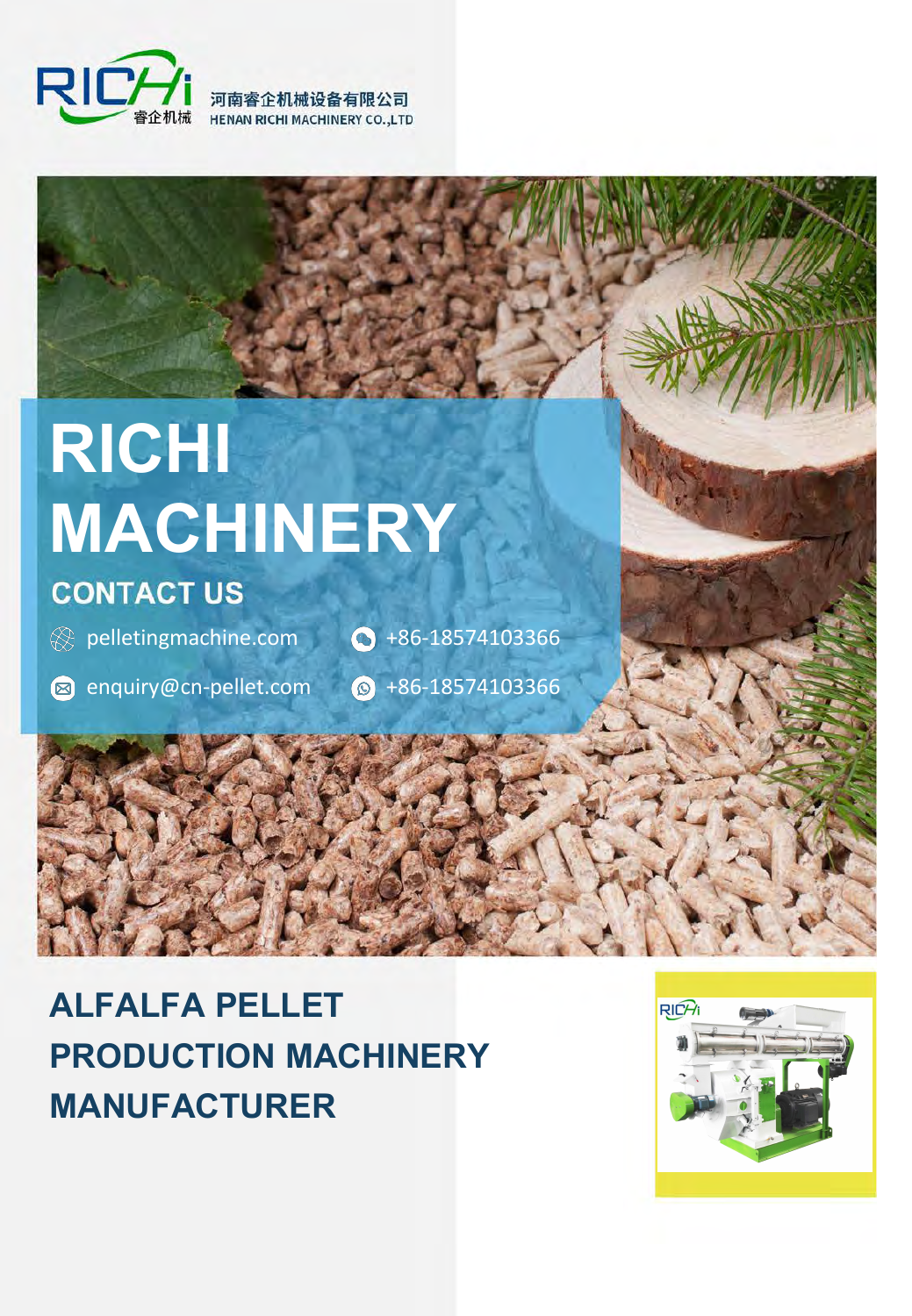RICHi 睿企机械

河南睿企机械设备有限公司
HENAN RICHI MACHINERY CO.,LTD

# RICHI MACHINERY

## CONTACT US

pelletingmachine.com

+86-18574103366

enquiry@cn-pellet.com

+86-18574103366

# ALFALFA PELLET PRODUCTION MACHINERY MANUFACTURER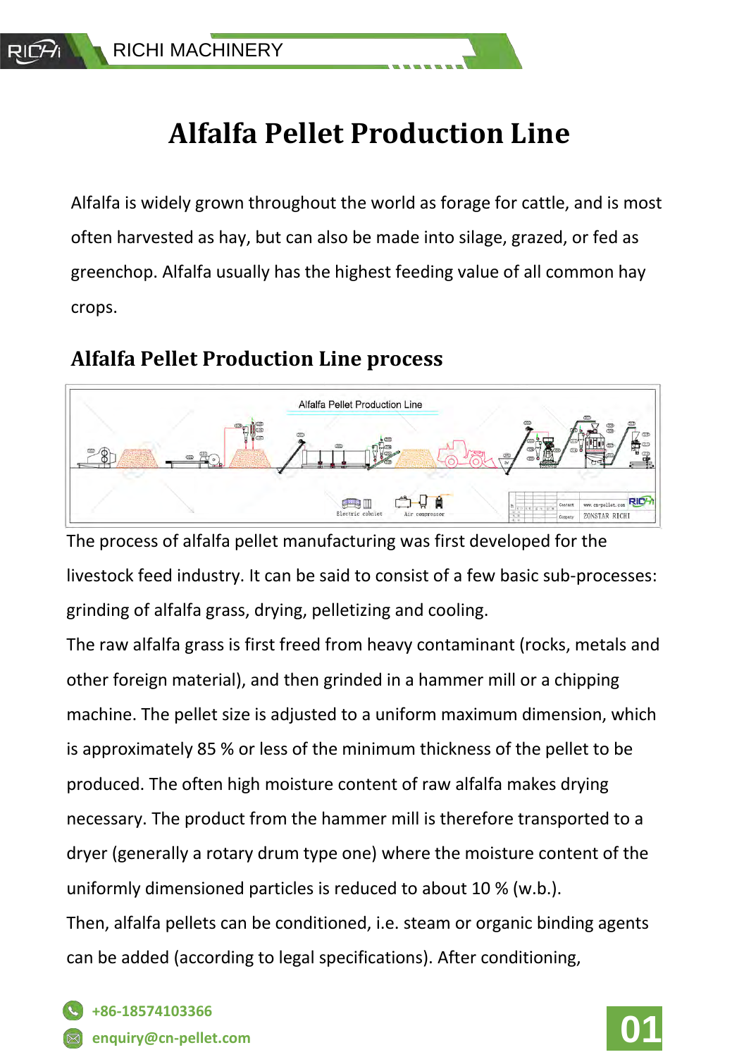# Alfalfa Pellet Production Line

Alfalfa is widely grown throughout the world as forage for cattle, and is most often harvested as hay, but can also be made into silage, grazed, or fed as greenchop. Alfalfa usually has the highest feeding value of all common hay crops.

## Alfalfa Pellet Production Line process

The process of alfalfa pellet manufacturing was first developed for the livestock feed industry. It can be said to consist of a few basic sub-processes: grinding of alfalfa grass, drying, pelletizing and cooling.

The raw alfalfa grass is first freed from heavy contaminant (rocks, metals and other foreign material), and then grinded in a hammer mill or a chipping machine. The pellet size is adjusted to a uniform maximum dimension, which is approximately 85 % or less of the minimum thickness of the pellet to be produced. The often high moisture content of raw alfalfa makes drying necessary. The product from the hammer mill is therefore transported to a dryer (generally a rotary drum type one) where the moisture content of the uniformly dimensioned particles is reduced to about 10 % (w.b.).

Then, alfalfa pellets can be conditioned, i.e. steam or organic binding agents can be added (according to legal specifications). After conditioning,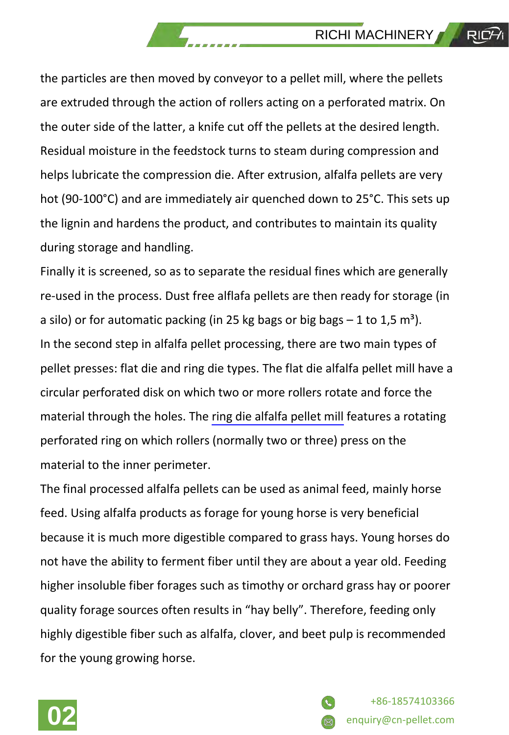the particles are then moved by conveyor to a pellet mill, where the pellets are extruded through the action of rollers acting on a perforated matrix. On the outer side of the latter, a knife cut off the pellets at the desired length. Residual moisture in the feedstock turns to steam during compression and helps lubricate the compression die. After extrusion, alfalfa pellets are very hot (90-100°C) and are immediately air quenched down to 25°C. This sets up the lignin and hardens the product, and contributes to maintain its quality during storage and handling.

Finally it is screened, so as to separate the residual fines which are generally re-used in the process. Dust free alflafa pellets are then ready for storage (in a silo) or for automatic packing (in 25 kg bags or big bags – 1 to 1,5 m³).

In the second step in alfalfa pellet processing, there are two main types of pellet presses: flat die and ring die types. The flat die alfalfa pellet mill have a circular perforated disk on which two or more rollers rotate and force the material through the holes. The ring die alfalfa pellet mill features a rotating perforated ring on which rollers (normally two or three) press on the material to the inner perimeter.

The final processed alfalfa pellets can be used as animal feed, mainly horse feed. Using alfalfa products as forage for young horse is very beneficial because it is much more digestible compared to grass hays. Young horses do not have the ability to ferment fiber until they are about a year old. Feeding higher insoluble fiber forages such as timothy or orchard grass hay or poorer quality forage sources often results in “hay belly”. Therefore, feeding only highly digestible fiber such as alfalfa, clover, and beet pulp is recommended for the young growing horse.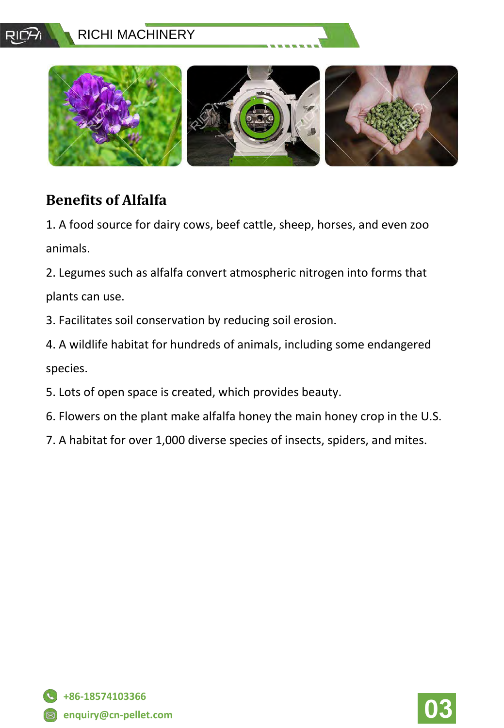## Benefits of Alfalfa

1. A food source for dairy cows, beef cattle, sheep, horses, and even zoo animals.
2. Legumes such as alfalfa convert atmospheric nitrogen into forms that plants can use.
3. Facilitates soil conservation by reducing soil erosion.
4. A wildlife habitat for hundreds of animals, including some endangered species.
5. Lots of open space is created, which provides beauty.
6. Flowers on the plant make alfalfa honey the main honey crop in the U.S.
7. A habitat for over 1,000 diverse species of insects, spiders, and mites.

+86-18574103366

enquiry@cn-pellet.com